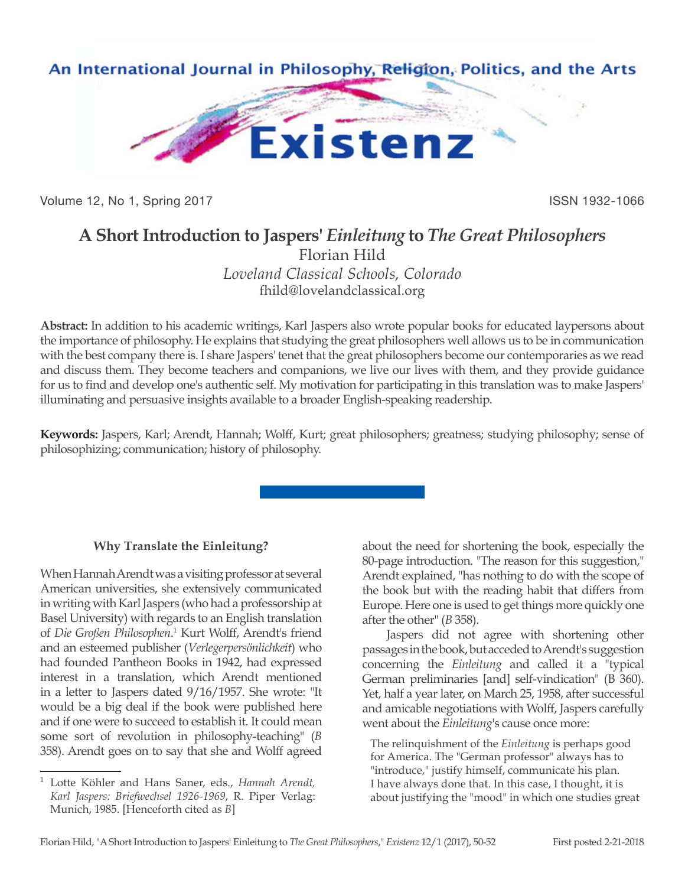# A Short Introduction to Jaspers' *Einleitung* to *The Great Philosophers*

Florian Hild

*Loveland Classical Schools, Colorado*

fhild@lovelandclassical.org

**Abstract:** In addition to his academic writings, Karl Jaspers also wrote popular books for educated laypersons about the importance of philosophy. He explains that studying the great philosophers well allows us to be in communication with the best company there is. I share Jaspers' tenet that the great philosophers become our contemporaries as we read and discuss them. They become teachers and companions, we live our lives with them, and they provide guidance for us to find and develop one's authentic self. My motivation for participating in this translation was to make Jaspers' illuminating and persuasive insights available to a broader English-speaking readership.

**Keywords:** Jaspers, Karl; Arendt, Hannah; Wolff, Kurt; great philosophers; greatness; studying philosophy; sense of philosophizing; communication; history of philosophy.

### Why Translate the Einleitung?

When Hannah Arendt was a visiting professor at several American universities, she extensively communicated in writing with Karl Jaspers (who had a professorship at Basel University) with regards to an English translation of *Die Großen Philosophen*.[1] Kurt Wolff, Arendt's friend and an esteemed publisher (*Verlegerpersönlichkeit*) who had founded Pantheon Books in 1942, had expressed interest in a translation, which Arendt mentioned in a letter to Jaspers dated 9/16/1957. She wrote: "It would be a big deal if the book were published here and if one were to succeed to establish it. It could mean some sort of revolution in philosophy-teaching" (*B* 358). Arendt goes on to say that she and Wolff agreed about the need for shortening the book, especially the 80-page introduction. "The reason for this suggestion," Arendt explained, "has nothing to do with the scope of the book but with the reading habit that differs from Europe. Here one is used to get things more quickly one after the other" (*B* 358).

Jaspers did not agree with shortening other passages in the book, but acceded to Arendt's suggestion concerning the *Einleitung* and called it a "typical German preliminaries [and] self-vindication" (B 360). Yet, half a year later, on March 25, 1958, after successful and amicable negotiations with Wolff, Jaspers carefully went about the *Einleitung*'s cause once more:

> The relinquishment of the *Einleitung* is perhaps good for America. The "German professor" always has to "introduce," justify himself, communicate his plan. I have always done that. In this case, I thought, it is about justifying the "mood" in which one studies great

[1] Lotte Köhler and Hans Saner, eds., *Hannah Arendt, Karl Jaspers: Briefwechsel 1926-1969*, R. Piper Verlag: Munich, 1985. [Henceforth cited as *B*]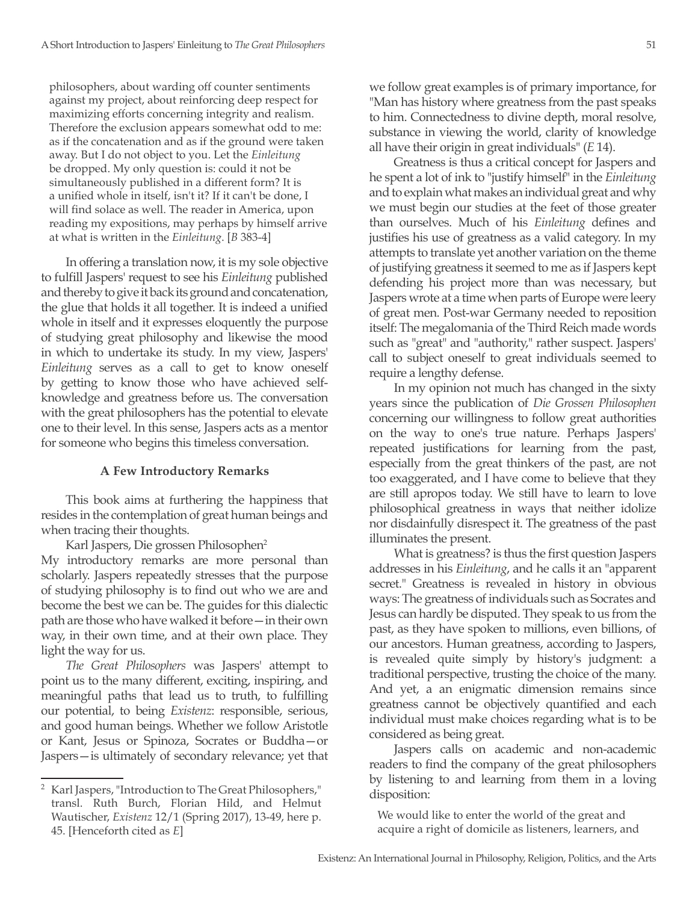philosophers, about warding off counter sentiments against my project, about reinforcing deep respect for maximizing efforts concerning integrity and realism. Therefore the exclusion appears somewhat odd to me: as if the concatenation and as if the ground were taken away. But I do not object to you. Let the *Einleitung* be dropped. My only question is: could it not be simultaneously published in a different form? It is a unified whole in itself, isn't it? If it can't be done, I will find solace as well. The reader in America, upon reading my expositions, may perhaps by himself arrive at what is written in the *Einleitung*. [*B* 383-4]

In offering a translation now, it is my sole objective to fulfill Jaspers' request to see his *Einleitung* published and thereby to give it back its ground and concatenation, the glue that holds it all together. It is indeed a unified whole in itself and it expresses eloquently the purpose of studying great philosophy and likewise the mood in which to undertake its study. In my view, Jaspers' *Einleitung* serves as a call to get to know oneself by getting to know those who have achieved self-knowledge and greatness before us. The conversation with the great philosophers has the potential to elevate one to their level. In this sense, Jaspers acts as a mentor for someone who begins this timeless conversation.

### A Few Introductory Remarks

This book aims at furthering the happiness that resides in the contemplation of great human beings and when tracing their thoughts.

Karl Jaspers, Die grossen Philosophen[2]

My introductory remarks are more personal than scholarly. Jaspers repeatedly stresses that the purpose of studying philosophy is to find out who we are and become the best we can be. The guides for this dialectic path are those who have walked it before—in their own way, in their own time, and at their own place. They light the way for us.

*The Great Philosophers* was Jaspers' attempt to point us to the many different, exciting, inspiring, and meaningful paths that lead us to truth, to fulfilling our potential, to being *Existenz*: responsible, serious, and good human beings. Whether we follow Aristotle or Kant, Jesus or Spinoza, Socrates or Buddha—or Jaspers—is ultimately of secondary relevance; yet that we follow great examples is of primary importance, for "Man has history where greatness from the past speaks to him. Connectedness to divine depth, moral resolve, substance in viewing the world, clarity of knowledge all have their origin in great individuals" (*E* 14).

Greatness is thus a critical concept for Jaspers and he spent a lot of ink to "justify himself" in the *Einleitung* and to explain what makes an individual great and why we must begin our studies at the feet of those greater than ourselves. Much of his *Einleitung* defines and justifies his use of greatness as a valid category. In my attempts to translate yet another variation on the theme of justifying greatness it seemed to me as if Jaspers kept defending his project more than was necessary, but Jaspers wrote at a time when parts of Europe were leery of great men. Post-war Germany needed to reposition itself: The megalomania of the Third Reich made words such as "great" and "authority," rather suspect. Jaspers' call to subject oneself to great individuals seemed to require a lengthy defense.

In my opinion not much has changed in the sixty years since the publication of *Die Grossen Philosophen* concerning our willingness to follow great authorities on the way to one's true nature. Perhaps Jaspers' repeated justifications for learning from the past, especially from the great thinkers of the past, are not too exaggerated, and I have come to believe that they are still apropos today. We still have to learn to love philosophical greatness in ways that neither idolize nor disdainfully disrespect it. The greatness of the past illuminates the present.

What is greatness? is thus the first question Jaspers addresses in his *Einleitung*, and he calls it an "apparent secret." Greatness is revealed in history in obvious ways: The greatness of individuals such as Socrates and Jesus can hardly be disputed. They speak to us from the past, as they have spoken to millions, even billions, of our ancestors. Human greatness, according to Jaspers, is revealed quite simply by history's judgment: a traditional perspective, trusting the choice of the many. And yet, a an enigmatic dimension remains since greatness cannot be objectively quantified and each individual must make choices regarding what is to be considered as being great.

Jaspers calls on academic and non-academic readers to find the company of the great philosophers by listening to and learning from them in a loving disposition:

We would like to enter the world of the great and acquire a right of domicile as listeners, learners, and

---

[2] Karl Jaspers, "Introduction to The Great Philosophers," transl. Ruth Burch, Florian Hild, and Helmut Wautischer, *Existenz* 12/1 (Spring 2017), 13-49, here p. 45. [Henceforth cited as *E*]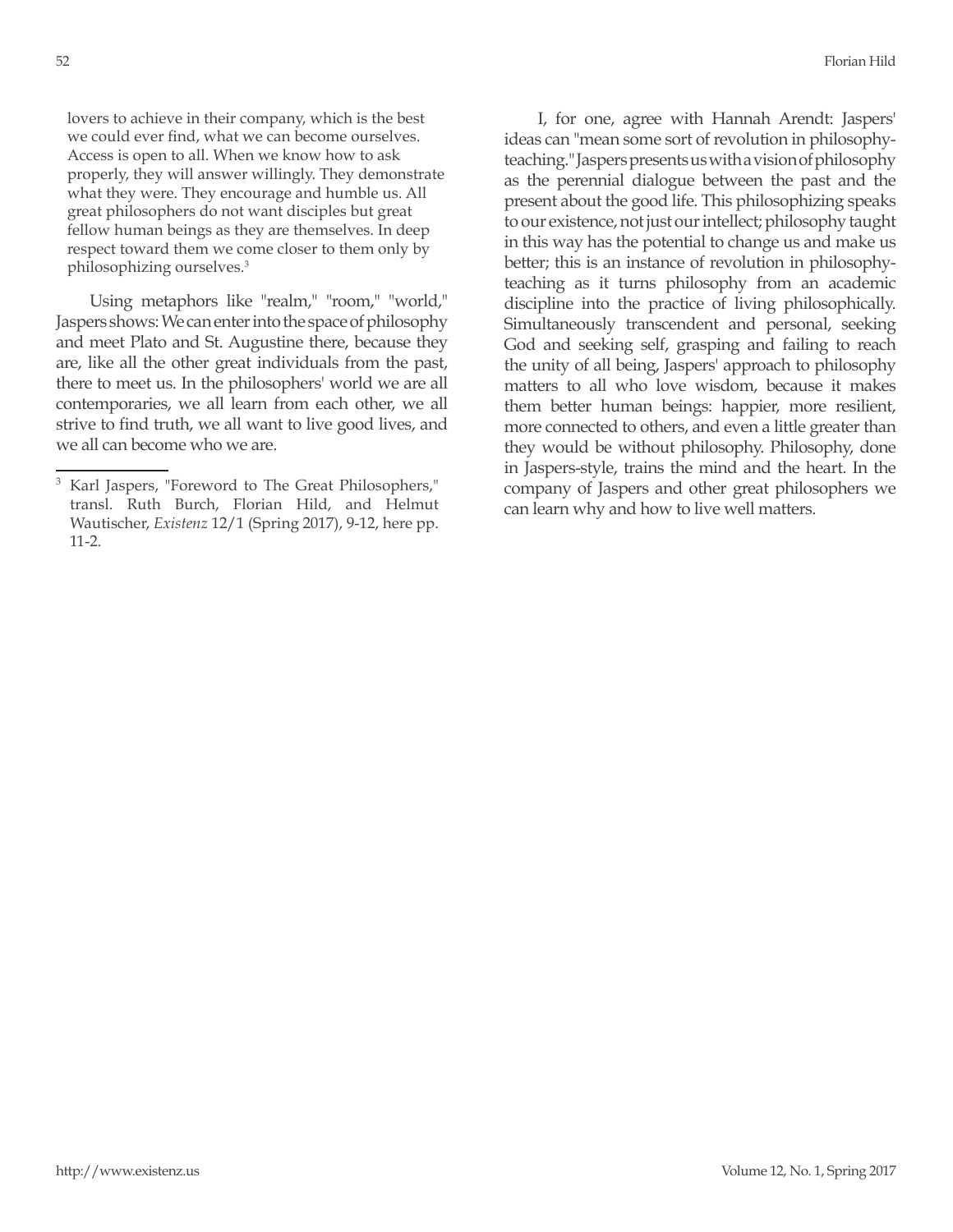> lovers to achieve in their company, which is the best we could ever find, what we can become ourselves. Access is open to all. When we know how to ask properly, they will answer willingly. They demonstrate what they were. They encourage and humble us. All great philosophers do not want disciples but great fellow human beings as they are themselves. In deep respect toward them we come closer to them only by philosophizing ourselves.[3]

Using metaphors like "realm," "room," "world," Jaspers shows: We can enter into the space of philosophy and meet Plato and St. Augustine there, because they are, like all the other great individuals from the past, there to meet us. In the philosophers' world we are all contemporaries, we all learn from each other, we all strive to find truth, we all want to live good lives, and we all can become who we are.

I, for one, agree with Hannah Arendt: Jaspers' ideas can "mean some sort of revolution in philosophy-teaching." Jaspers presents us with a vision of philosophy as the perennial dialogue between the past and the present about the good life. This philosophizing speaks to our existence, not just our intellect; philosophy taught in this way has the potential to change us and make us better; this is an instance of revolution in philosophy-teaching as it turns philosophy from an academic discipline into the practice of living philosophically. Simultaneously transcendent and personal, seeking God and seeking self, grasping and failing to reach the unity of all being, Jaspers' approach to philosophy matters to all who love wisdom, because it makes them better human beings: happier, more resilient, more connected to others, and even a little greater than they would be without philosophy. Philosophy, done in Jaspers-style, trains the mind and the heart. In the company of Jaspers and other great philosophers we can learn why and how to live well matters.

---

[3] Karl Jaspers, "Foreword to The Great Philosophers," transl. Ruth Burch, Florian Hild, and Helmut Wautischer, *Existenz* 12/1 (Spring 2017), 9-12, here pp. 11-2.